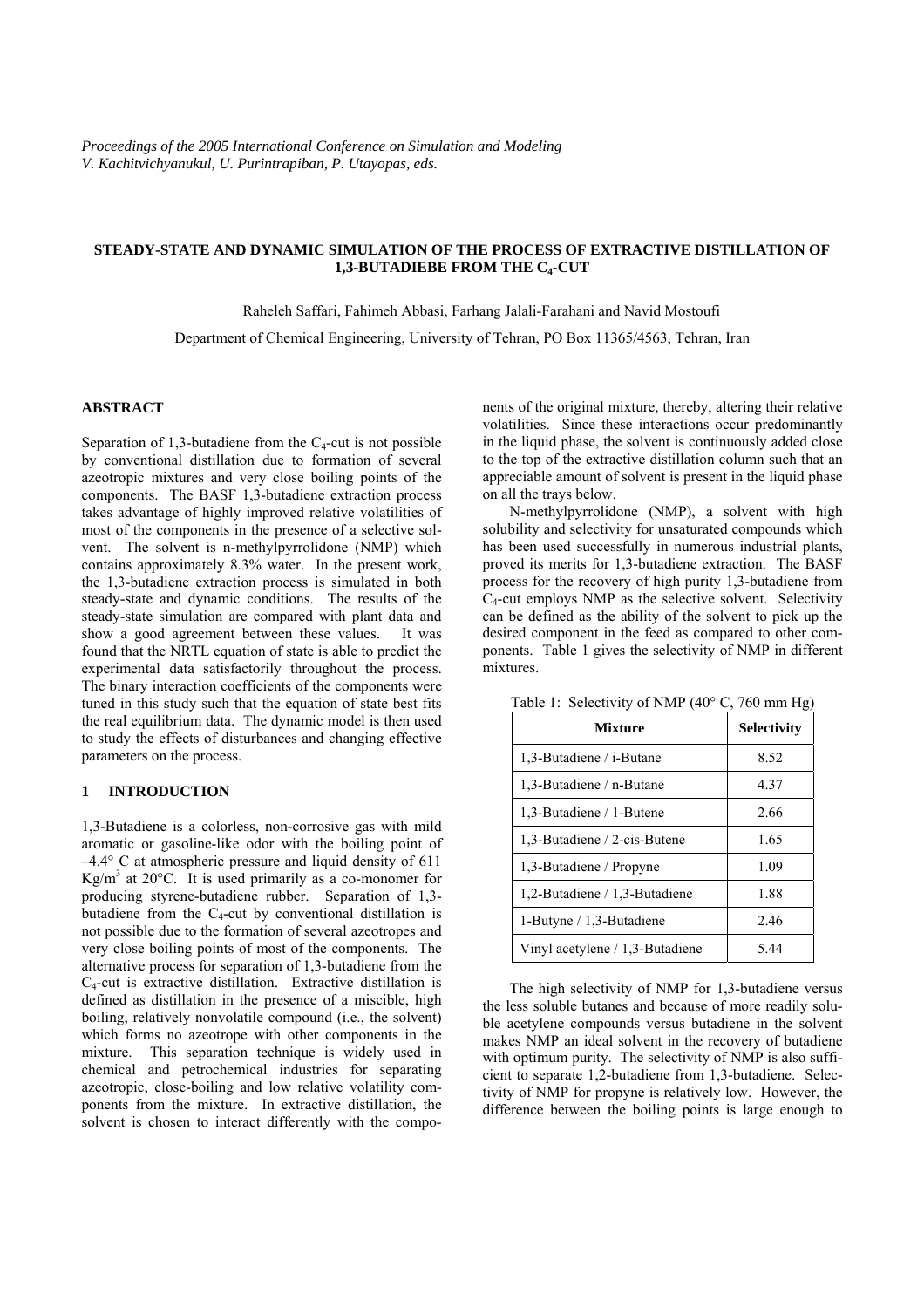*Proceedings of the 2005 International Conference on Simulation and Modeling*
*V. Kachitvichyanukul, U. Purintrapiban, P. Utayopas, eds.*

# STEADY-STATE AND DYNAMIC SIMULATION OF THE PROCESS OF EXTRACTIVE DISTILLATION OF 1,3-BUTADIEBE FROM THE $C_4$-CUT

Raheleh Saffari, Fahimeh Abbasi, Farhang Jalali-Farahani and Navid Mostoufi

Department of Chemical Engineering, University of Tehran, PO Box 11365/4563, Tehran, Iran

## ABSTRACT

Separation of 1,3-butadiene from the $C_4$-cut is not possible by conventional distillation due to formation of several azeotropic mixtures and very close boiling points of the components. The BASF 1,3-butadiene extraction process takes advantage of highly improved relative volatilities of most of the components in the presence of a selective solvent. The solvent is n-methylpyrrolidone (NMP) which contains approximately 8.3% water. In the present work, the 1,3-butadiene extraction process is simulated in both steady-state and dynamic conditions. The results of the steady-state simulation are compared with plant data and show a good agreement between these values. It was found that the NRTL equation of state is able to predict the experimental data satisfactorily throughout the process. The binary interaction coefficients of the components were tuned in this study such that the equation of state best fits the real equilibrium data. The dynamic model is then used to study the effects of disturbances and changing effective parameters on the process.

## 1 INTRODUCTION

1,3-Butadiene is a colorless, non-corrosive gas with mild aromatic or gasoline-like odor with the boiling point of –4.4° C at atmospheric pressure and liquid density of 611 $Kg/m^3$ at 20°C. It is used primarily as a co-monomer for producing styrene-butadiene rubber. Separation of 1,3-butadiene from the $C_4$-cut by conventional distillation is not possible due to the formation of several azeotropes and very close boiling points of most of the components. The alternative process for separation of 1,3-butadiene from the $C_4$-cut is extractive distillation. Extractive distillation is defined as distillation in the presence of a miscible, high boiling, relatively nonvolatile compound (i.e., the solvent) which forms no azeotrope with other components in the mixture. This separation technique is widely used in chemical and petrochemical industries for separating azeotropic, close-boiling and low relative volatility components from the mixture. In extractive distillation, the solvent is chosen to interact differently with the components of the original mixture, thereby, altering their relative volatilities. Since these interactions occur predominantly in the liquid phase, the solvent is continuously added close to the top of the extractive distillation column such that an appreciable amount of solvent is present in the liquid phase on all the trays below.

N-methylpyrrolidone (NMP), a solvent with high solubility and selectivity for unsaturated compounds which has been used successfully in numerous industrial plants, proved its merits for 1,3-butadiene extraction. The BASF process for the recovery of high purity 1,3-butadiene from $C_4$-cut employs NMP as the selective solvent. Selectivity can be defined as the ability of the solvent to pick up the desired component in the feed as compared to other components. Table 1 gives the selectivity of NMP in different mixtures.

Table 1: Selectivity of NMP (40° C, 760 mm Hg)

| Mixture | Selectivity |
|---|---|
| 1,3-Butadiene / i-Butane | 8.52 |
| 1,3-Butadiene / n-Butane | 4.37 |
| 1,3-Butadiene / 1-Butene | 2.66 |
| 1,3-Butadiene / 2-cis-Butene | 1.65 |
| 1,3-Butadiene / Propyne | 1.09 |
| 1,2-Butadiene / 1,3-Butadiene | 1.88 |
| 1-Butyne / 1,3-Butadiene | 2.46 |
| Vinyl acetylene / 1,3-Butadiene | 5.44 |

The high selectivity of NMP for 1,3-butadiene versus the less soluble butanes and because of more readily soluble acetylene compounds versus butadiene in the solvent makes NMP an ideal solvent in the recovery of butadiene with optimum purity. The selectivity of NMP is also sufficient to separate 1,2-butadiene from 1,3-butadiene. Selectivity of NMP for propyne is relatively low. However, the difference between the boiling points is large enough to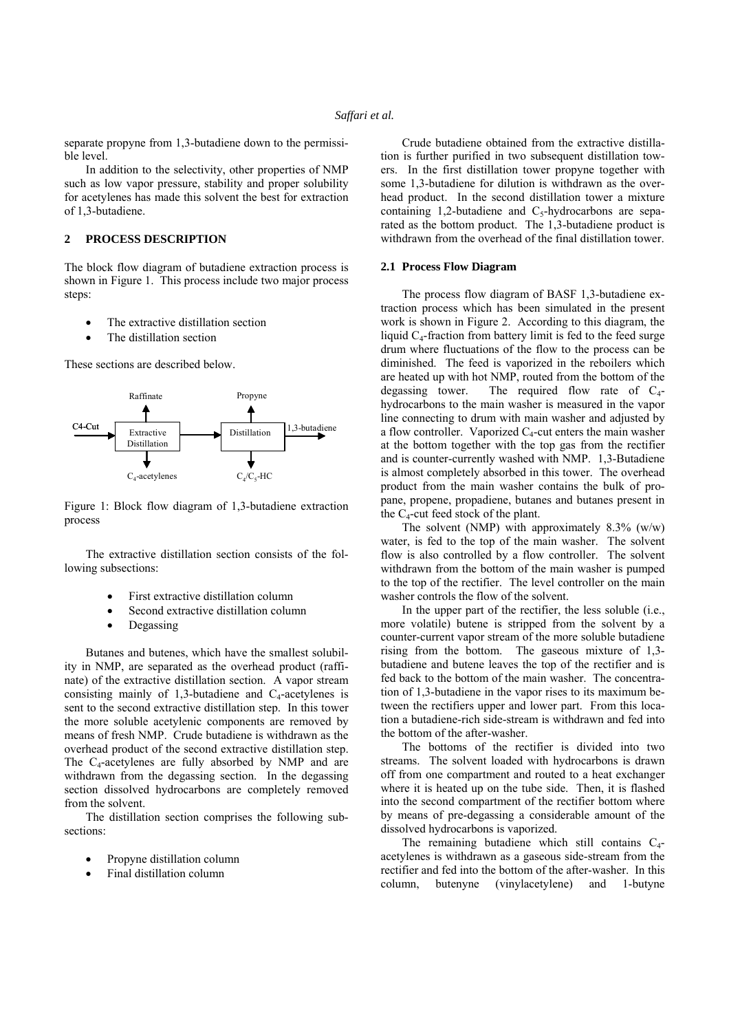separate propyne from 1,3-butadiene down to the permissible level.

In addition to the selectivity, other properties of NMP such as low vapor pressure, stability and proper solubility for acetylenes has made this solvent the best for extraction of 1,3-butadiene.

## 2 PROCESS DESCRIPTION

The block flow diagram of butadiene extraction process is shown in Figure 1. This process include two major process steps:

- The extractive distillation section
- The distillation section

These sections are described below.

Raffinate | Propyne | C4-Cut | Extractive Distillation | Distillation | 1,3-butadiene | $C_4$-acetylenes | $C_4/C_5$-HC

Figure 1: Block flow diagram of 1,3-butadiene extraction process

The extractive distillation section consists of the following subsections:

- First extractive distillation column
- Second extractive distillation column
- Degassing

Butanes and butenes, which have the smallest solubility in NMP, are separated as the overhead product (raffinate) of the extractive distillation section. A vapor stream consisting mainly of 1,3-butadiene and $C_4$-acetylenes is sent to the second extractive distillation step. In this tower the more soluble acetylenic components are removed by means of fresh NMP. Crude butadiene is withdrawn as the overhead product of the second extractive distillation step. The $C_4$-acetylenes are fully absorbed by NMP and are withdrawn from the degassing section. In the degassing section dissolved hydrocarbons are completely removed from the solvent.

The distillation section comprises the following subsections:

- Propyne distillation column
- Final distillation column

Crude butadiene obtained from the extractive distillation is further purified in two subsequent distillation towers. In the first distillation tower propyne together with some 1,3-butadiene for dilution is withdrawn as the overhead product. In the second distillation tower a mixture containing 1,2-butadiene and $C_5$-hydrocarbons are separated as the bottom product. The 1,3-butadiene product is withdrawn from the overhead of the final distillation tower.

### 2.1 Process Flow Diagram

The process flow diagram of BASF 1,3-butadiene extraction process which has been simulated in the present work is shown in Figure 2. According to this diagram, the liquid $C_4$-fraction from battery limit is fed to the feed surge drum where fluctuations of the flow to the process can be diminished. The feed is vaporized in the reboilers which are heated up with hot NMP, routed from the bottom of the degassing tower. The required flow rate of $C_4$-hydrocarbons to the main washer is measured in the vapor line connecting to drum with main washer and adjusted by a flow controller. Vaporized $C_4$-cut enters the main washer at the bottom together with the top gas from the rectifier and is counter-currently washed with NMP. 1,3-Butadiene is almost completely absorbed in this tower. The overhead product from the main washer contains the bulk of propane, propene, propadiene, butanes and butanes present in the $C_4$-cut feed stock of the plant.

The solvent (NMP) with approximately 8.3% (w/w) water, is fed to the top of the main washer. The solvent flow is also controlled by a flow controller. The solvent withdrawn from the bottom of the main washer is pumped to the top of the rectifier. The level controller on the main washer controls the flow of the solvent.

In the upper part of the rectifier, the less soluble (i.e., more volatile) butene is stripped from the solvent by a counter-current vapor stream of the more soluble butadiene rising from the bottom. The gaseous mixture of 1,3-butadiene and butene leaves the top of the rectifier and is fed back to the bottom of the main washer. The concentration of 1,3-butadiene in the vapor rises to its maximum between the rectifiers upper and lower part. From this location a butadiene-rich side-stream is withdrawn and fed into the bottom of the after-washer.

The bottoms of the rectifier is divided into two streams. The solvent loaded with hydrocarbons is drawn off from one compartment and routed to a heat exchanger where it is heated up on the tube side. Then, it is flashed into the second compartment of the rectifier bottom where by means of pre-degassing a considerable amount of the dissolved hydrocarbons is vaporized.

The remaining butadiene which still contains $C_4$-acetylenes is withdrawn as a gaseous side-stream from the rectifier and fed into the bottom of the after-washer. In this column, butenyne (vinylacetylene) and 1-butyne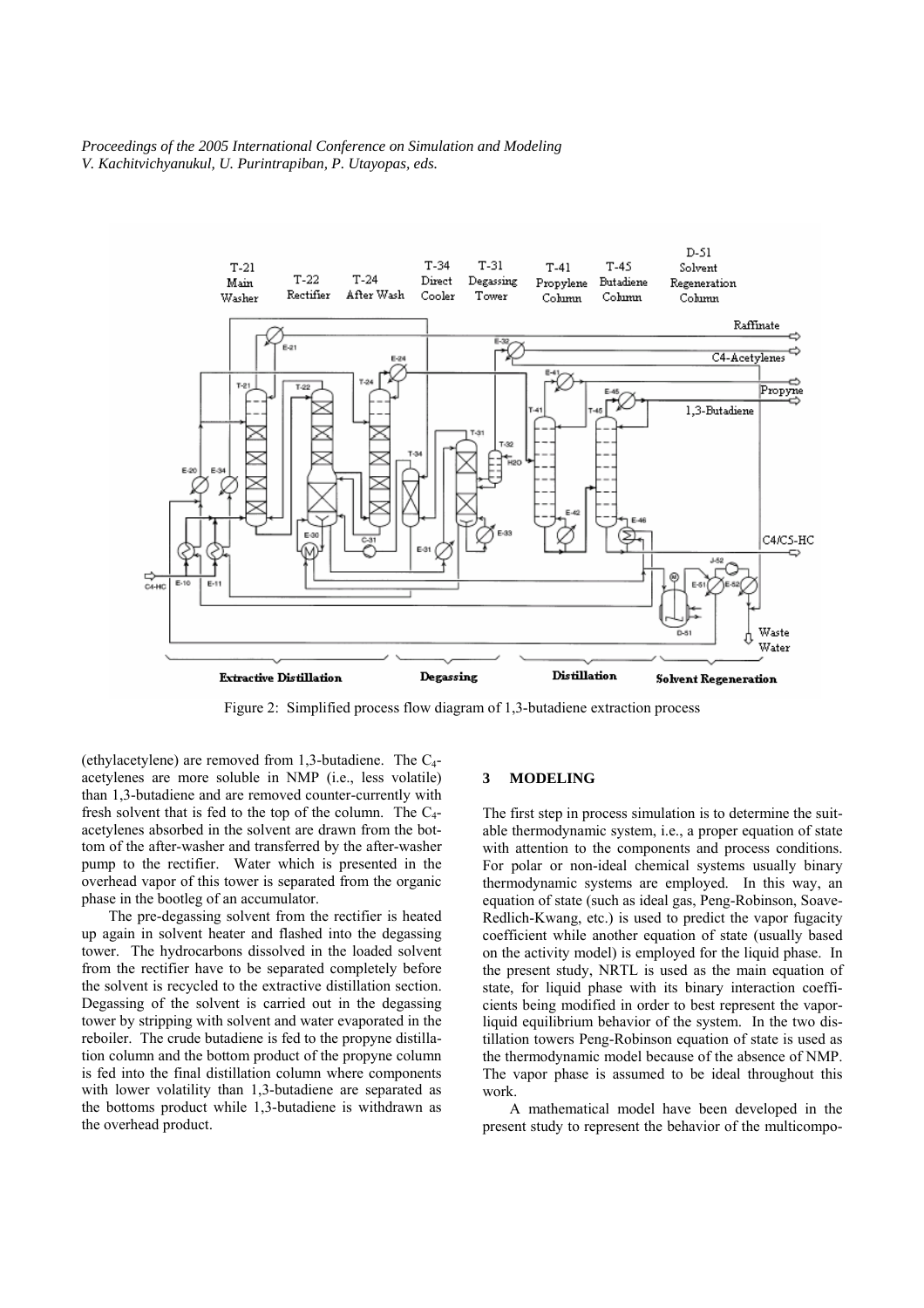Figure 2: Simplified process flow diagram of 1,3-butadiene extraction process

(ethylacetylene) are removed from 1,3-butadiene. The $C_4$-acetylenes are more soluble in NMP (i.e., less volatile) than 1,3-butadiene and are removed counter-currently with fresh solvent that is fed to the top of the column. The $C_4$-acetylenes absorbed in the solvent are drawn from the bottom of the after-washer and transferred by the after-washer pump to the rectifier. Water which is presented in the overhead vapor of this tower is separated from the organic phase in the bootleg of an accumulator.

The pre-degassing solvent from the rectifier is heated up again in solvent heater and flashed into the degassing tower. The hydrocarbons dissolved in the loaded solvent from the rectifier have to be separated completely before the solvent is recycled to the extractive distillation section. Degassing of the solvent is carried out in the degassing tower by stripping with solvent and water evaporated in the reboiler. The crude butadiene is fed to the propyne distillation column and the bottom product of the propyne column is fed into the final distillation column where components with lower volatility than 1,3-butadiene are separated as the bottoms product while 1,3-butadiene is withdrawn as the overhead product.

## 3 MODELING

The first step in process simulation is to determine the suitable thermodynamic system, i.e., a proper equation of state with attention to the components and process conditions. For polar or non-ideal chemical systems usually binary thermodynamic systems are employed. In this way, an equation of state (such as ideal gas, Peng-Robinson, Soave-Redlich-Kwang, etc.) is used to predict the vapor fugacity coefficient while another equation of state (usually based on the activity model) is employed for the liquid phase. In the present study, NRTL is used as the main equation of state, for liquid phase with its binary interaction coefficients being modified in order to best represent the vapor-liquid equilibrium behavior of the system. In the two distillation towers Peng-Robinson equation of state is used as the thermodynamic model because of the absence of NMP. The vapor phase is assumed to be ideal throughout this work.

A mathematical model have been developed in the present study to represent the behavior of the multicompo-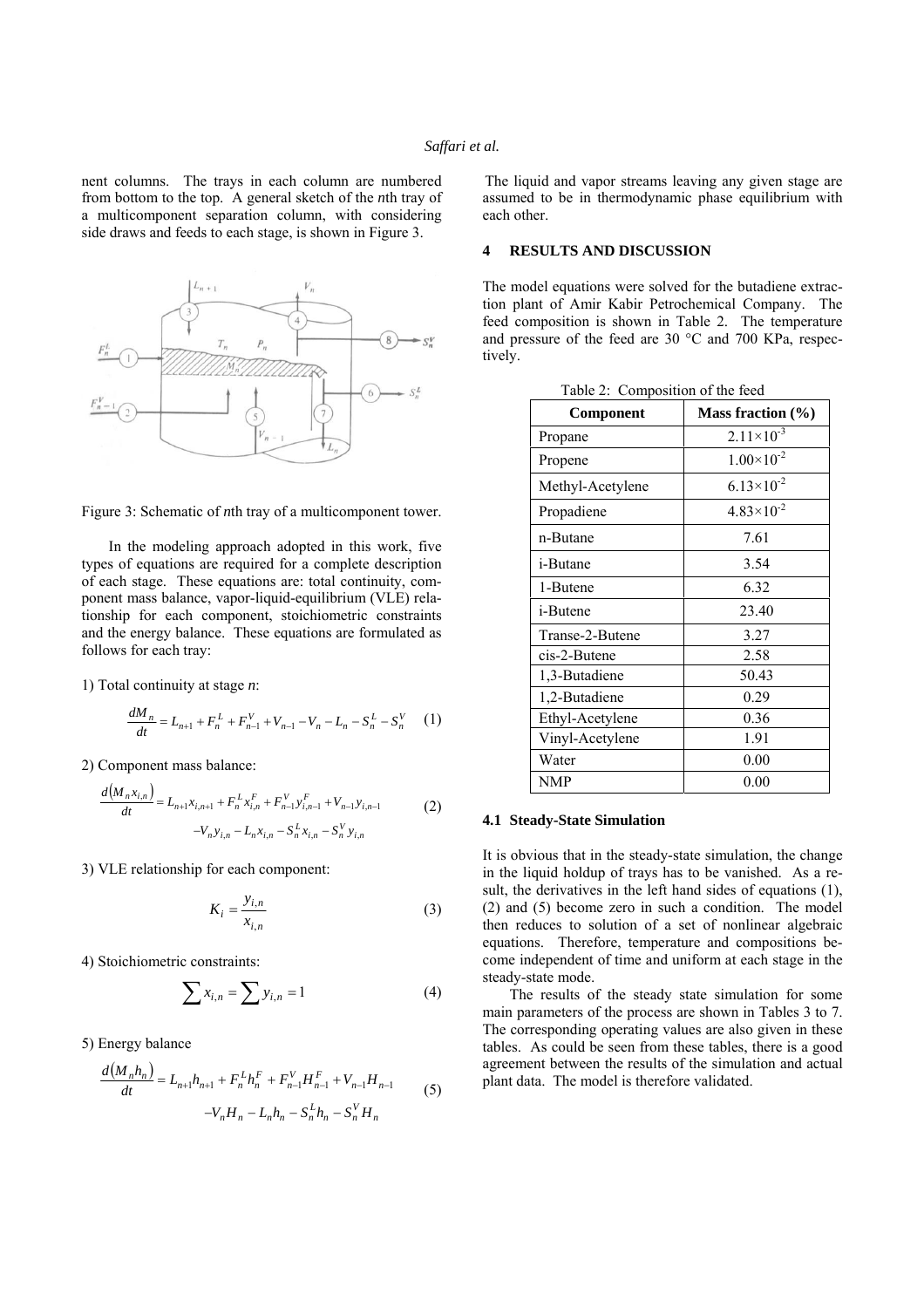nent columns. The trays in each column are numbered from bottom to the top. A general sketch of the *n*th tray of a multicomponent separation column, with considering side draws and feeds to each stage, is shown in Figure 3.

Figure 3: Schematic of *n*th tray of a multicomponent tower.

In the modeling approach adopted in this work, five types of equations are required for a complete description of each stage. These equations are: total continuity, component mass balance, vapor-liquid-equilibrium (VLE) relationship for each component, stoichiometric constraints and the energy balance. These equations are formulated as follows for each tray:

1) Total continuity at stage *n*:

$$\frac{dM_n}{dt} = L_{n+1} + F_n^L + F_{n-1}^V + V_{n-1} - V_n - L_n - S_n^L - S_n^V \quad (1)$$

2) Component mass balance:

$$\frac{d(M_n x_{i,n})}{dt} = L_{n+1}x_{i,n+1} + F_n^L x_{i,n}^F + F_{n-1}^V y_{i,n-1}^F + V_{n-1}y_{i,n-1} - V_n y_{i,n} - L_n x_{i,n} - S_n^L x_{i,n} - S_n^V y_{i,n} \quad (2)$$

3) VLE relationship for each component:

$$K_i = \frac{y_{i,n}}{x_{i,n}} \quad (3)$$

4) Stoichiometric constraints:

$$\sum x_{i,n} = \sum y_{i,n} = 1 \quad (4)$$

5) Energy balance

$$\frac{d(M_n h_n)}{dt} = L_{n+1}h_{n+1} + F_n^L h_n^F + F_{n-1}^V H_{n-1}^F + V_{n-1}H_{n-1} - V_n H_n - L_n h_n - S_n^L h_n - S_n^V H_n \quad (5)$$

The liquid and vapor streams leaving any given stage are assumed to be in thermodynamic phase equilibrium with each other.

## 4 RESULTS AND DISCUSSION

The model equations were solved for the butadiene extraction plant of Amir Kabir Petrochemical Company. The feed composition is shown in Table 2. The temperature and pressure of the feed are 30 °C and 700 KPa, respectively.

Table 2: Composition of the feed

| Component | Mass fraction (%) |
|---|---|
| Propane | $2.11\times10^{-3}$ |
| Propene | $1.00\times10^{-2}$ |
| Methyl-Acetylene | $6.13\times10^{-2}$ |
| Propadiene | $4.83\times10^{-2}$ |
| n-Butane | 7.61 |
| i-Butane | 3.54 |
| 1-Butene | 6.32 |
| i-Butene | 23.40 |
| Transe-2-Butene | 3.27 |
| cis-2-Butene | 2.58 |
| 1,3-Butadiene | 50.43 |
| 1,2-Butadiene | 0.29 |
| Ethyl-Acetylene | 0.36 |
| Vinyl-Acetylene | 1.91 |
| Water | 0.00 |
| NMP | 0.00 |

### 4.1 Steady-State Simulation

It is obvious that in the steady-state simulation, the change in the liquid holdup of trays has to be vanished. As a result, the derivatives in the left hand sides of equations (1), (2) and (5) become zero in such a condition. The model then reduces to solution of a set of nonlinear algebraic equations. Therefore, temperature and compositions become independent of time and uniform at each stage in the steady-state mode.

The results of the steady state simulation for some main parameters of the process are shown in Tables 3 to 7. The corresponding operating values are also given in these tables. As could be seen from these tables, there is a good agreement between the results of the simulation and actual plant data. The model is therefore validated.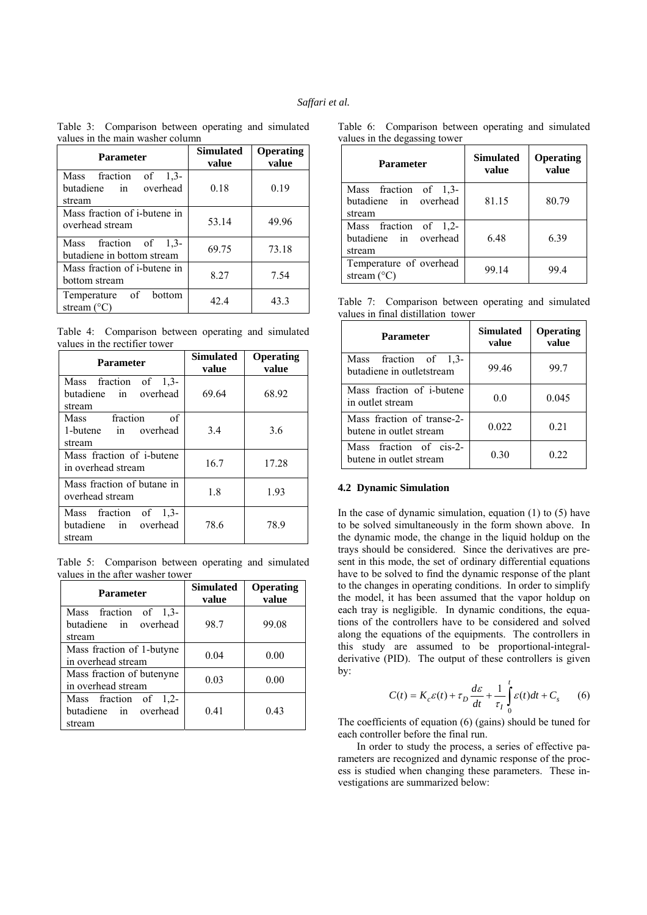Table 3: Comparison between operating and simulated values in the main washer column

| Parameter | Simulated value | Operating value |
|---|---|---|
| Mass fraction of 1,3-butadiene in overhead stream | 0.18 | 0.19 |
| Mass fraction of i-butene in overhead stream | 53.14 | 49.96 |
| Mass fraction of 1,3-butadiene in bottom stream | 69.75 | 73.18 |
| Mass fraction of i-butene in bottom stream | 8.27 | 7.54 |
| Temperature of bottom stream (°C) | 42.4 | 43.3 |

Table 4: Comparison between operating and simulated values in the rectifier tower

| Parameter | Simulated value | Operating value |
|---|---|---|
| Mass fraction of 1,3-butadiene in overhead stream | 69.64 | 68.92 |
| Mass fraction of 1-butene in overhead stream | 3.4 | 3.6 |
| Mass fraction of i-butene in overhead stream | 16.7 | 17.28 |
| Mass fraction of butane in overhead stream | 1.8 | 1.93 |
| Mass fraction of 1,3-butadiene in overhead stream | 78.6 | 78.9 |

Table 5: Comparison between operating and simulated values in the after washer tower

| Parameter | Simulated value | Operating value |
|---|---|---|
| Mass fraction of 1,3-butadiene in overhead stream | 98.7 | 99.08 |
| Mass fraction of 1-butyne in overhead stream | 0.04 | 0.00 |
| Mass fraction of butenyne in overhead stream | 0.03 | 0.00 |
| Mass fraction of 1,2-butadiene in overhead stream | 0.41 | 0.43 |

Table 6: Comparison between operating and simulated values in the degassing tower

| Parameter | Simulated value | Operating value |
|---|---|---|
| Mass fraction of 1,3-butadiene in overhead stream | 81.15 | 80.79 |
| Mass fraction of 1,2-butadiene in overhead stream | 6.48 | 6.39 |
| Temperature of overhead stream (°C) | 99.14 | 99.4 |

Table 7: Comparison between operating and simulated values in final distillation tower

| Parameter | Simulated value | Operating value |
|---|---|---|
| Mass fraction of 1,3-butadiene in outletstream | 99.46 | 99.7 |
| Mass fraction of i-butene in outlet stream | 0.0 | 0.045 |
| Mass fraction of transe-2-butene in outlet stream | 0.022 | 0.21 |
| Mass fraction of cis-2-butene in outlet stream | 0.30 | 0.22 |

### 4.2 Dynamic Simulation

In the case of dynamic simulation, equation (1) to (5) have to be solved simultaneously in the form shown above. In the dynamic mode, the change in the liquid holdup on the trays should be considered. Since the derivatives are present in this mode, the set of ordinary differential equations have to be solved to find the dynamic response of the plant to the changes in operating conditions. In order to simplify the model, it has been assumed that the vapor holdup on each tray is negligible. In dynamic conditions, the equations of the controllers have to be considered and solved along the equations of the equipments. The controllers in this study are assumed to be proportional-integral-derivative (PID). The output of these controllers is given by:

$$C(t) = K_c \varepsilon(t) + \tau_D \frac{d\varepsilon}{dt} + \frac{1}{\tau_I} \int_0^t \varepsilon(t)dt + C_s \qquad (6)$$

The coefficients of equation (6) (gains) should be tuned for each controller before the final run.

In order to study the process, a series of effective parameters are recognized and dynamic response of the process is studied when changing these parameters. These investigations are summarized below: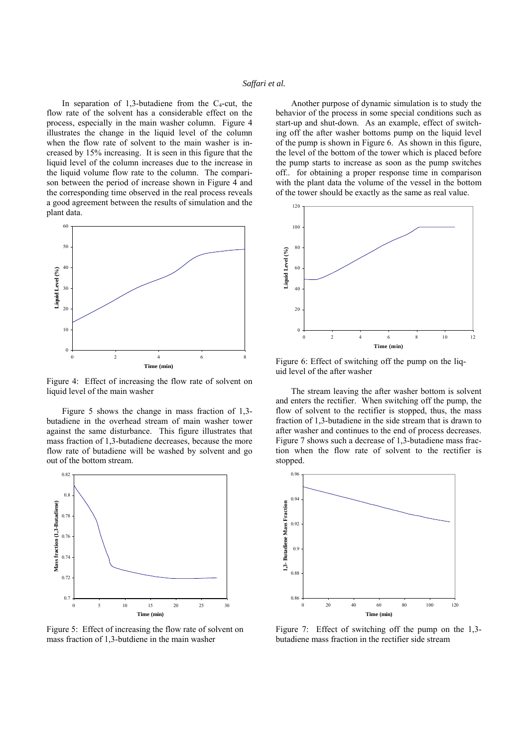In separation of 1,3-butadiene from the $C_4$-cut, the flow rate of the solvent has a considerable effect on the process, especially in the main washer column. Figure 4 illustrates the change in the liquid level of the column when the flow rate of solvent to the main washer is increased by 15% increasing. It is seen in this figure that the liquid level of the column increases due to the increase in the liquid volume flow rate to the column. The comparison between the period of increase shown in Figure 4 and the corresponding time observed in the real process reveals a good agreement between the results of simulation and the plant data.

Figure 4: Effect of increasing the flow rate of solvent on liquid level of the main washer

Figure 5 shows the change in mass fraction of 1,3-butadiene in the overhead stream of main washer tower against the same disturbance. This figure illustrates that mass fraction of 1,3-butadiene decreases, because the more flow rate of butadiene will be washed by solvent and go out of the bottom stream.

Figure 5: Effect of increasing the flow rate of solvent on mass fraction of 1,3-butdiene in the main washer

Another purpose of dynamic simulation is to study the behavior of the process in some special conditions such as start-up and shut-down. As an example, effect of switching off the after washer bottoms pump on the liquid level of the pump is shown in Figure 6. As shown in this figure, the level of the bottom of the tower which is placed before the pump starts to increase as soon as the pump switches off.. for obtaining a proper response time in comparison with the plant data the volume of the vessel in the bottom of the tower should be exactly as the same as real value.

Figure 6: Effect of switching off the pump on the liquid level of the after washer

The stream leaving the after washer bottom is solvent and enters the rectifier. When switching off the pump, the flow of solvent to the rectifier is stopped, thus, the mass fraction of 1,3-butadiene in the side stream that is drawn to after washer and continues to the end of process decreases. Figure 7 shows such a decrease of 1,3-butadiene mass fraction when the flow rate of solvent to the rectifier is stopped.

Figure 7: Effect of switching off the pump on the 1,3-butadiene mass fraction in the rectifier side stream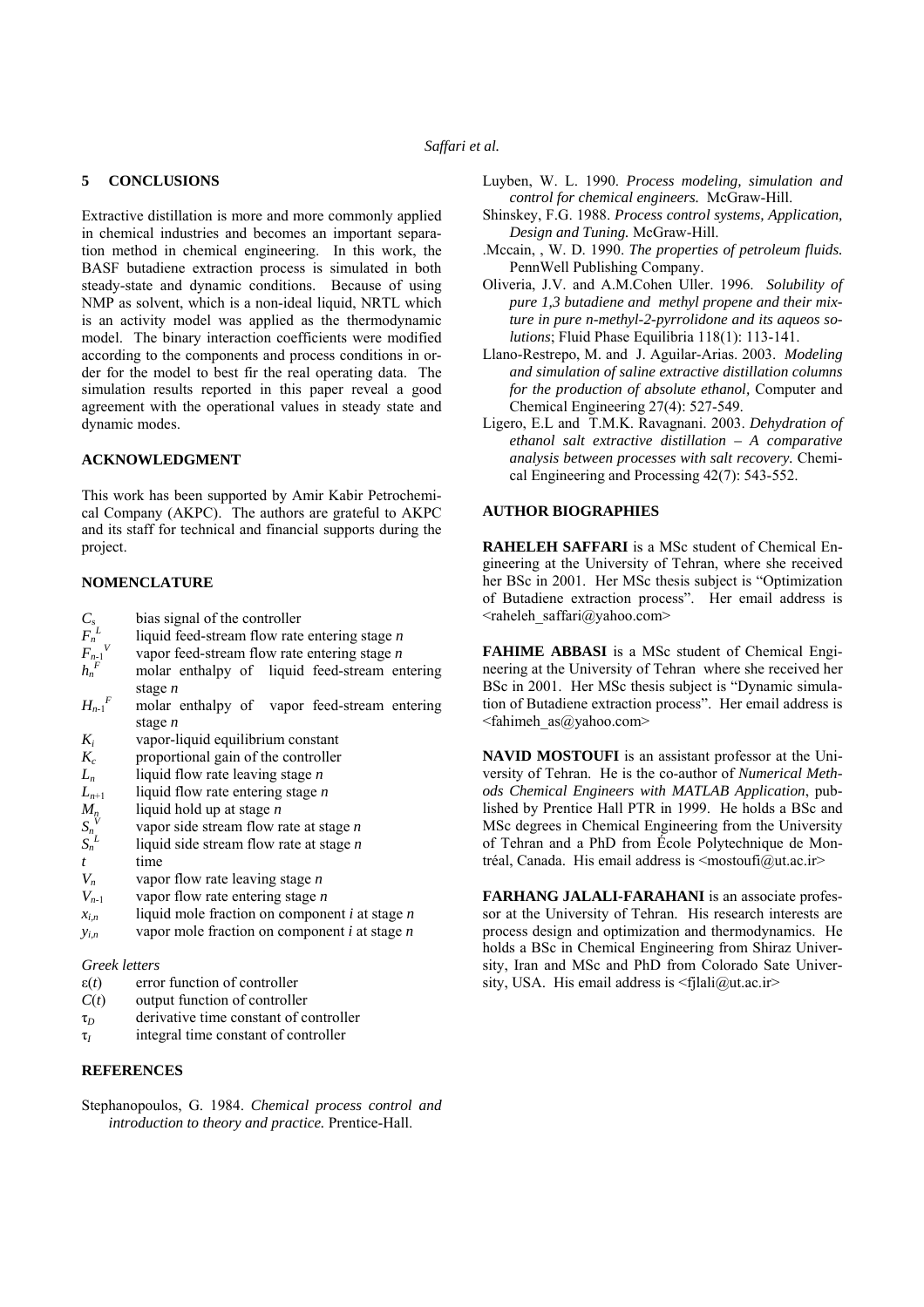## 5 CONCLUSIONS

Extractive distillation is more and more commonly applied in chemical industries and becomes an important separation method in chemical engineering. In this work, the BASF butadiene extraction process is simulated in both steady-state and dynamic conditions. Because of using NMP as solvent, which is a non-ideal liquid, NRTL which is an activity model was applied as the thermodynamic model. The binary interaction coefficients were modified according to the components and process conditions in order for the model to best fir the real operating data. The simulation results reported in this paper reveal a good agreement with the operational values in steady state and dynamic modes.

### ACKNOWLEDGMENT

This work has been supported by Amir Kabir Petrochemical Company (AKPC). The authors are grateful to AKPC and its staff for technical and financial supports during the project.

### NOMENCLATURE

$C_s$ bias signal of the controller
$F_n^L$ liquid feed-stream flow rate entering stage *n*
$F_{n-1}^V$ vapor feed-stream flow rate entering stage *n*
$h_n^F$ molar enthalpy of liquid feed-stream entering stage *n*
$H_{n-1}^F$ molar enthalpy of vapor feed-stream entering stage *n*
$K_i$ vapor-liquid equilibrium constant
$K_c$ proportional gain of the controller
$L_n$ liquid flow rate leaving stage *n*
$L_{n+1}$ liquid flow rate entering stage *n*
$M_n$ liquid hold up at stage *n*
$S_n^V$ vapor side stream flow rate at stage *n*
$S_n^L$ liquid side stream flow rate at stage *n*
$t$ time
$V_n$ vapor flow rate leaving stage *n*
$V_{n-1}$ vapor flow rate entering stage *n*
$x_{i,n}$ liquid mole fraction on component *i* at stage *n*
$y_{i,n}$ vapor mole fraction on component *i* at stage *n*

*Greek letters*

$\varepsilon(t)$ error function of controller
$C(t)$ output function of controller
$\tau_D$ derivative time constant of controller
$\tau_I$ integral time constant of controller

### REFERENCES

Stephanopoulos, G. 1984. *Chemical process control and introduction to theory and practice.* Prentice-Hall.

Luyben, W. L. 1990. *Process modeling, simulation and control for chemical engineers.* McGraw-Hill.

Shinskey, F.G. 1988. *Process control systems, Application, Design and Tuning.* McGraw-Hill.

.Mccain, , W. D. 1990. *The properties of petroleum fluids.* PennWell Publishing Company.

Oliveria, J.V. and A.M.Cohen Uller. 1996. *Solubility of pure 1,3 butadiene and methyl propene and their mixture in pure n-methyl-2-pyrrolidone and its aqueos solutions*; Fluid Phase Equilibria 118(1): 113-141.

Llano-Restrepo, M. and J. Aguilar-Arias. 2003. *Modeling and simulation of saline extractive distillation columns for the production of absolute ethanol,* Computer and Chemical Engineering 27(4): 527-549.

Ligero, E.L and T.M.K. Ravagnani. 2003. *Dehydration of ethanol salt extractive distillation – A comparative analysis between processes with salt recovery.* Chemical Engineering and Processing 42(7): 543-552.

### AUTHOR BIOGRAPHIES

**RAHELEH SAFFARI** is a MSc student of Chemical Engineering at the University of Tehran, where she received her BSc in 2001. Her MSc thesis subject is "Optimization of Butadiene extraction process". Her email address is <raheleh_saffari@yahoo.com>

**FAHIME ABBASI** is a MSc student of Chemical Engineering at the University of Tehran where she received her BSc in 2001. Her MSc thesis subject is "Dynamic simulation of Butadiene extraction process". Her email address is <fahimeh_as@yahoo.com>

**NAVID MOSTOUFI** is an assistant professor at the University of Tehran. He is the co-author of *Numerical Methods Chemical Engineers with MATLAB Application*, published by Prentice Hall PTR in 1999. He holds a BSc and MSc degrees in Chemical Engineering from the University of Tehran and a PhD from École Polytechnique de Montréal, Canada. His email address is <mostoufi@ut.ac.ir>

**FARHANG JALALI-FARAHANI** is an associate professor at the University of Tehran. His research interests are process design and optimization and thermodynamics. He holds a BSc in Chemical Engineering from Shiraz University, Iran and MSc and PhD from Colorado Sate University, USA. His email address is <fjlali@ut.ac.ir>